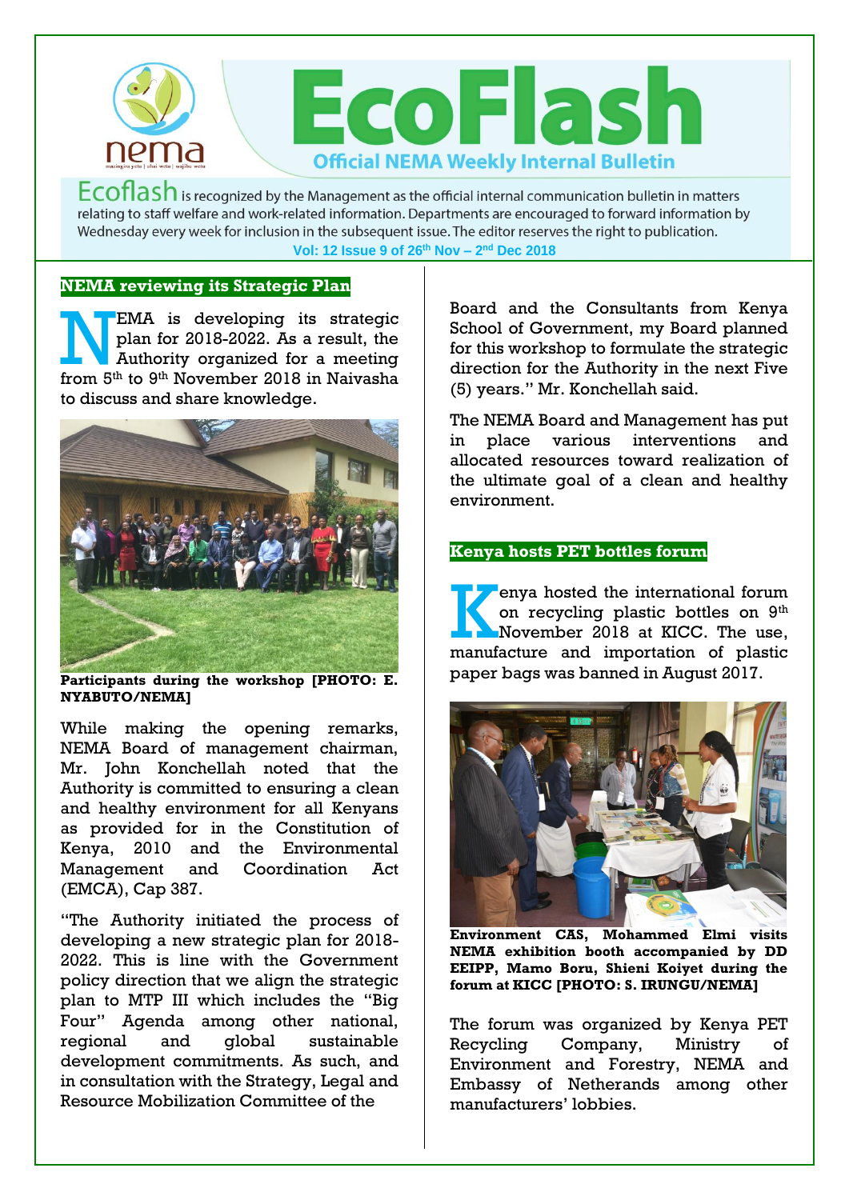# EcoFlash

**Official NEMA Weekly Internal Bulletin**

Ecoflash is recognized by the Management as the official internal communication bulletin in matters relating to staff welfare and work-related information. Departments are encouraged to forward information by Wednesday every week for inclusion in the subsequent issue. The editor reserves the right to publication.

Vol: 12 Issue 9 of 26th Nov – 2nd Dec 2018

## NEMA reviewing its Strategic Plan

NEMA is developing its strategic plan for 2018-2022. As a result, the Authority organized for a meeting from 5th to 9th November 2018 in Naivasha to discuss and share knowledge.

**Participants during the workshop [PHOTO: E. NYABUTO/NEMA]**

While making the opening remarks, NEMA Board of management chairman, Mr. John Konchellah noted that the Authority is committed to ensuring a clean and healthy environment for all Kenyans as provided for in the Constitution of Kenya, 2010 and the Environmental Management and Coordination Act (EMCA), Cap 387.

"The Authority initiated the process of developing a new strategic plan for 2018-2022. This is line with the Government policy direction that we align the strategic plan to MTP III which includes the "Big Four" Agenda among other national, regional and global sustainable development commitments. As such, and in consultation with the Strategy, Legal and Resource Mobilization Committee of the Board and the Consultants from Kenya School of Government, my Board planned for this workshop to formulate the strategic direction for the Authority in the next Five (5) years." Mr. Konchellah said.

The NEMA Board and Management has put in place various interventions and allocated resources toward realization of the ultimate goal of a clean and healthy environment.

## Kenya hosts PET bottles forum

Kenya hosted the international forum on recycling plastic bottles on 9th November 2018 at KICC. The use, manufacture and importation of plastic paper bags was banned in August 2017.

**Environment CAS, Mohammed Elmi visits NEMA exhibition booth accompanied by DD EEIPP, Mamo Boru, Shieni Koiyet during the forum at KICC [PHOTO: S. IRUNGU/NEMA]**

The forum was organized by Kenya PET Recycling Company, Ministry of Environment and Forestry, NEMA and Embassy of Netherands among other manufacturers' lobbies.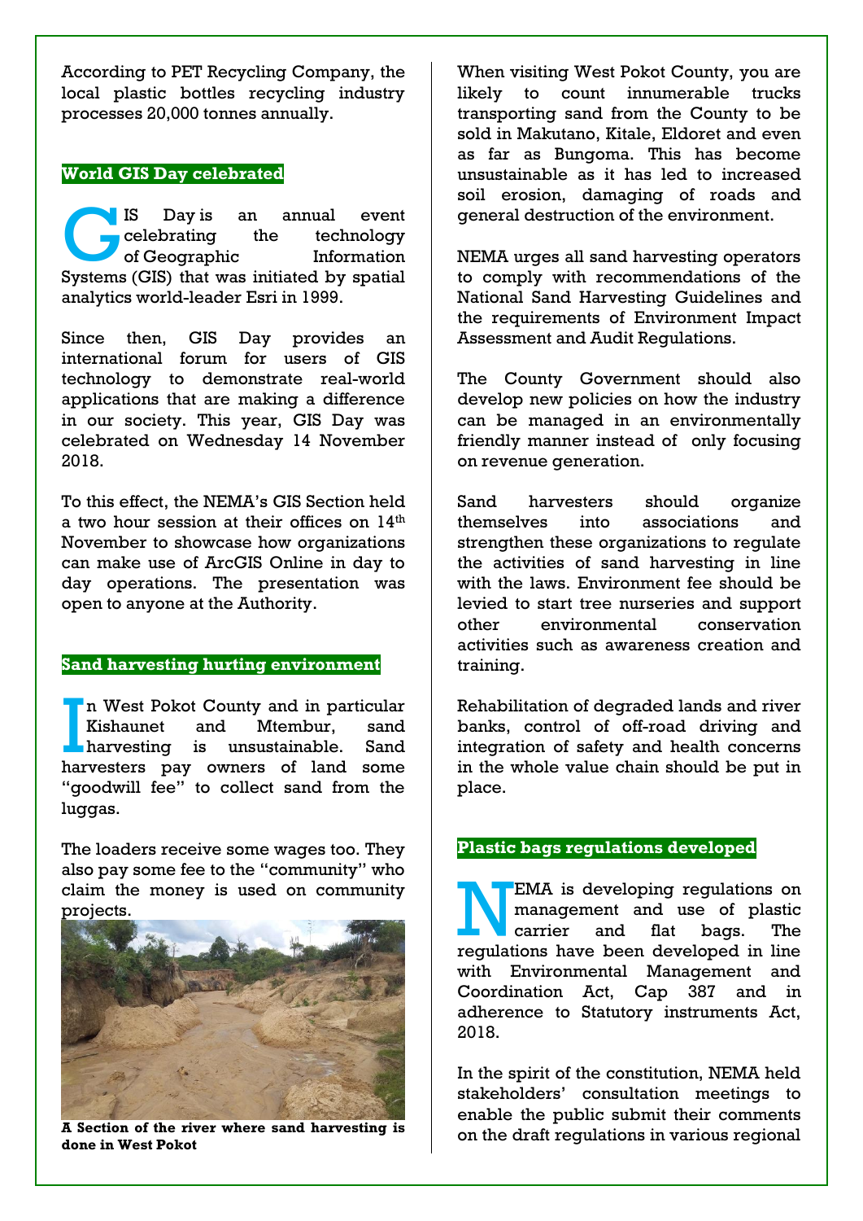According to PET Recycling Company, the local plastic bottles recycling industry processes 20,000 tonnes annually.

## World GIS Day celebrated

GIS Day is an annual event celebrating the technology of Geographic Information Systems (GIS) that was initiated by spatial analytics world-leader Esri in 1999.

Since then, GIS Day provides an international forum for users of GIS technology to demonstrate real-world applications that are making a difference in our society. This year, GIS Day was celebrated on Wednesday 14 November 2018.

To this effect, the NEMA's GIS Section held a two hour session at their offices on 14th November to showcase how organizations can make use of ArcGIS Online in day to day operations. The presentation was open to anyone at the Authority.

## Sand harvesting hurting environment

In West Pokot County and in particular Kishaunet and Mtembur, sand harvesting is unsustainable. Sand harvesters pay owners of land some "goodwill fee" to collect sand from the luggas.

The loaders receive some wages too. They also pay some fee to the "community" who claim the money is used on community projects.

**A Section of the river where sand harvesting is done in West Pokot**

When visiting West Pokot County, you are likely to count innumerable trucks transporting sand from the County to be sold in Makutano, Kitale, Eldoret and even as far as Bungoma. This has become unsustainable as it has led to increased soil erosion, damaging of roads and general destruction of the environment.

NEMA urges all sand harvesting operators to comply with recommendations of the National Sand Harvesting Guidelines and the requirements of Environment Impact Assessment and Audit Regulations.

The County Government should also develop new policies on how the industry can be managed in an environmentally friendly manner instead of only focusing on revenue generation.

Sand harvesters should organize themselves into associations and strengthen these organizations to regulate the activities of sand harvesting in line with the laws. Environment fee should be levied to start tree nurseries and support other environmental conservation activities such as awareness creation and training.

Rehabilitation of degraded lands and river banks, control of off-road driving and integration of safety and health concerns in the whole value chain should be put in place.

## Plastic bags regulations developed

NEMA is developing regulations on management and use of plastic carrier and flat bags. The regulations have been developed in line with Environmental Management and Coordination Act, Cap 387 and in adherence to Statutory instruments Act, 2018.

In the spirit of the constitution, NEMA held stakeholders' consultation meetings to enable the public submit their comments on the draft regulations in various regional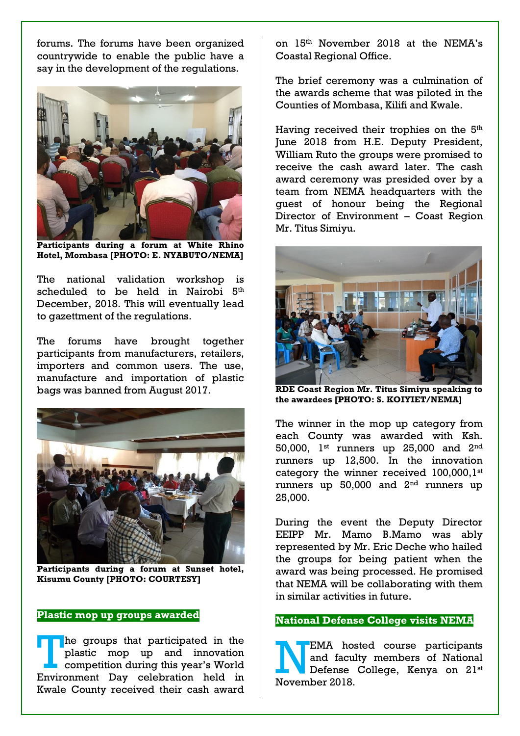forums. The forums have been organized countrywide to enable the public have a say in the development of the regulations.

**Participants during a forum at White Rhino Hotel, Mombasa [PHOTO: E. NYABUTO/NEMA]**

The national validation workshop is scheduled to be held in Nairobi 5th December, 2018. This will eventually lead to gazettment of the regulations.

The forums have brought together participants from manufacturers, retailers, importers and common users. The use, manufacture and importation of plastic bags was banned from August 2017.

**Participants during a forum at Sunset hotel, Kisumu County [PHOTO: COURTESY]**

## Plastic mop up groups awarded

The groups that participated in the plastic mop up and innovation competition during this year's World Environment Day celebration held in Kwale County received their cash award on 15th November 2018 at the NEMA's Coastal Regional Office.

The brief ceremony was a culmination of the awards scheme that was piloted in the Counties of Mombasa, Kilifi and Kwale.

Having received their trophies on the 5th June 2018 from H.E. Deputy President, William Ruto the groups were promised to receive the cash award later. The cash award ceremony was presided over by a team from NEMA headquarters with the guest of honour being the Regional Director of Environment – Coast Region Mr. Titus Simiyu.

**RDE Coast Region Mr. Titus Simiyu speaking to the awardees [PHOTO: S. KOIYIET/NEMA]**

The winner in the mop up category from each County was awarded with Ksh. 50,000, 1st runners up 25,000 and 2nd runners up 12,500. In the innovation category the winner received 100,000,1st runners up 50,000 and 2nd runners up 25,000.

During the event the Deputy Director EEIPP Mr. Mamo B.Mamo was ably represented by Mr. Eric Deche who hailed the groups for being patient when the award was being processed. He promised that NEMA will be collaborating with them in similar activities in future.

## National Defense College visits NEMA

NEMA hosted course participants and faculty members of National Defense College, Kenya on 21st November 2018.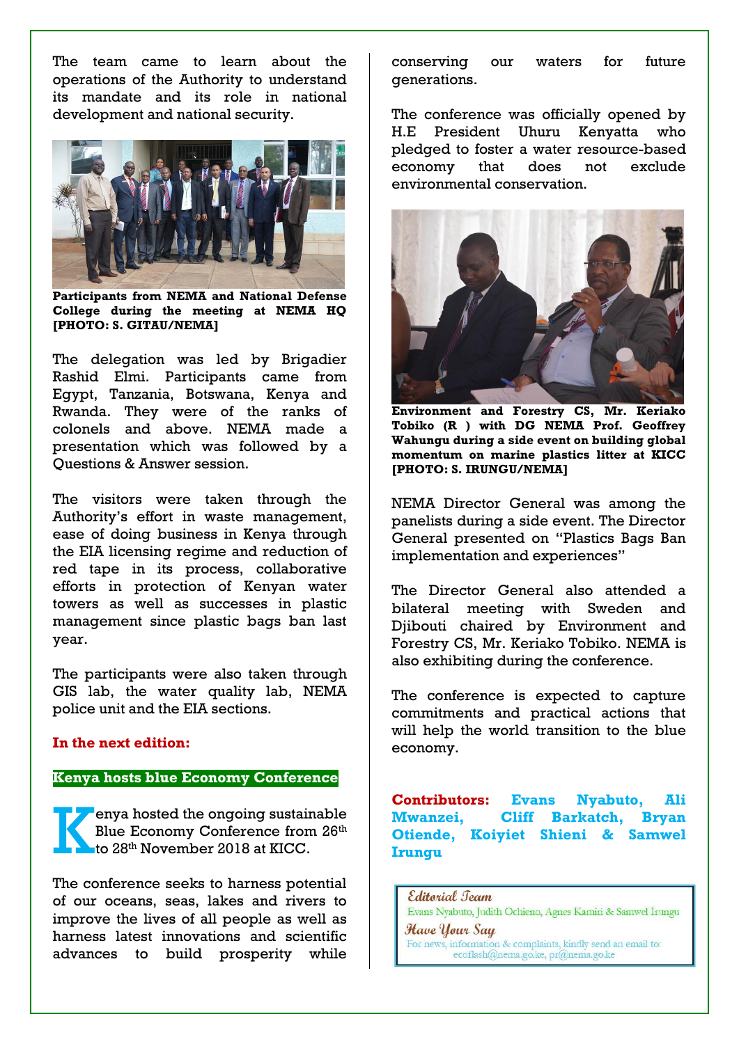The team came to learn about the operations of the Authority to understand its mandate and its role in national development and national security.

**Participants from NEMA and National Defense College during the meeting at NEMA HQ [PHOTO: S. GITAU/NEMA]**

The delegation was led by Brigadier Rashid Elmi. Participants came from Egypt, Tanzania, Botswana, Kenya and Rwanda. They were of the ranks of colonels and above. NEMA made a presentation which was followed by a Questions & Answer session.

The visitors were taken through the Authority's effort in waste management, ease of doing business in Kenya through the EIA licensing regime and reduction of red tape in its process, collaborative efforts in protection of Kenyan water towers as well as successes in plastic management since plastic bags ban last year.

The participants were also taken through GIS lab, the water quality lab, NEMA police unit and the EIA sections.

**In the next edition:**

## Kenya hosts blue Economy Conference

Kenya hosted the ongoing sustainable Blue Economy Conference from 26th to 28th November 2018 at KICC.

The conference seeks to harness potential of our oceans, seas, lakes and rivers to improve the lives of all people as well as harness latest innovations and scientific advances to build prosperity while conserving our waters for future generations.

The conference was officially opened by H.E President Uhuru Kenyatta who pledged to foster a water resource-based economy that does not exclude environmental conservation.

**Environment and Forestry CS, Mr. Keriako Tobiko (R ) with DG NEMA Prof. Geoffrey Wahungu during a side event on building global momentum on marine plastics litter at KICC [PHOTO: S. IRUNGU/NEMA]**

NEMA Director General was among the panelists during a side event. The Director General presented on "Plastics Bags Ban implementation and experiences"

The Director General also attended a bilateral meeting with Sweden and Djibouti chaired by Environment and Forestry CS, Mr. Keriako Tobiko. NEMA is also exhibiting during the conference.

The conference is expected to capture commitments and practical actions that will help the world transition to the blue economy.

**Contributors: Evans Nyabuto, Ali Mwanzei, Cliff Barkatch, Bryan Otiende, Koiyiet Shieni & Samwel Irungu**

*Editorial Team*

Evans Nyabuto, Judith Ochieno, Agnes Kamiri & Samwel Irungu

*Have Your Say*

For news, information & complaints, kindly send an email to: ecoflash@nema.go.ke, pr@nema.go.ke